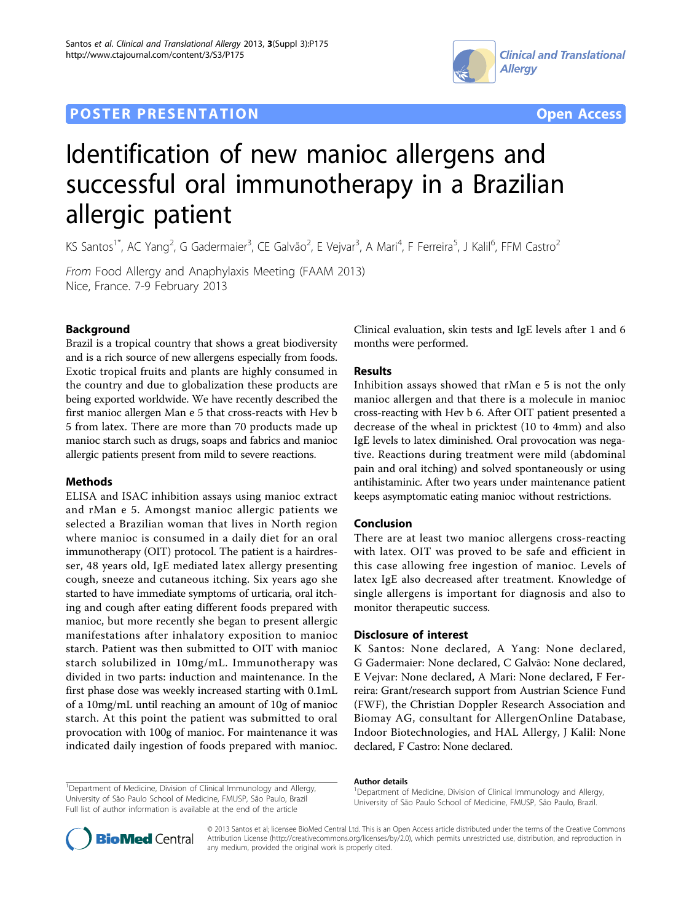POSTER PRESENTATION — Open Access

# Identification of new manioc allergens and successful oral immunotherapy in a Brazilian allergic patient

KS Santos[1*], AC Yang[2], G Gadermaier[3], CE Galvão[2], E Vejvar[3], A Mari[4], F Ferreira[5], J Kalil[6], FFM Castro[2]

*From* Food Allergy and Anaphylaxis Meeting (FAAM 2013)
Nice, France. 7-9 February 2013

## Background

Brazil is a tropical country that shows a great biodiversity and is a rich source of new allergens especially from foods. Exotic tropical fruits and plants are highly consumed in the country and due to globalization these products are being exported worldwide. We have recently described the first manioc allergen Man e 5 that cross-reacts with Hev b 5 from latex. There are more than 70 products made up manioc starch such as drugs, soaps and fabrics and manioc allergic patients present from mild to severe reactions.

## Methods

ELISA and ISAC inhibition assays using manioc extract and rMan e 5. Amongst manioc allergic patients we selected a Brazilian woman that lives in North region where manioc is consumed in a daily diet for an oral immunotherapy (OIT) protocol. The patient is a hairdresser, 48 years old, IgE mediated latex allergy presenting cough, sneeze and cutaneous itching. Six years ago she started to have immediate symptoms of urticaria, oral itching and cough after eating different foods prepared with manioc, but more recently she began to present allergic manifestations after inhalatory exposition to manioc starch. Patient was then submitted to OIT with manioc starch solubilized in 10mg/mL. Immunotherapy was divided in two parts: induction and maintenance. In the first phase dose was weekly increased starting with 0.1mL of a 10mg/mL until reaching an amount of 10g of manioc starch. At this point the patient was submitted to oral provocation with 100g of manioc. For maintenance it was indicated daily ingestion of foods prepared with manioc. Clinical evaluation, skin tests and IgE levels after 1 and 6 months were performed.

## Results

Inhibition assays showed that rMan e 5 is not the only manioc allergen and that there is a molecule in manioc cross-reacting with Hev b 6. After OIT patient presented a decrease of the wheal in pricktest (10 to 4mm) and also IgE levels to latex diminished. Oral provocation was negative. Reactions during treatment were mild (abdominal pain and oral itching) and solved spontaneously or using antihistaminic. After two years under maintenance patient keeps asymptomatic eating manioc without restrictions.

## Conclusion

There are at least two manioc allergens cross-reacting with latex. OIT was proved to be safe and efficient in this case allowing free ingestion of manioc. Levels of latex IgE also decreased after treatment. Knowledge of single allergens is important for diagnosis and also to monitor therapeutic success.

## Disclosure of interest

K Santos: None declared, A Yang: None declared, G Gadermaier: None declared, C Galvão: None declared, E Vejvar: None declared, A Mari: None declared, F Ferreira: Grant/research support from Austrian Science Fund (FWF), the Christian Doppler Research Association and Biomay AG, consultant for AllergenOnline Database, Indoor Biotechnologies, and HAL Allergy, J Kalil: None declared, F Castro: None declared.

[1]Department of Medicine, Division of Clinical Immunology and Allergy, University of São Paulo School of Medicine, FMUSP, São Paulo, Brazil
Full list of author information is available at the end of the article

### Author details

[1]Department of Medicine, Division of Clinical Immunology and Allergy, University of São Paulo School of Medicine, FMUSP, São Paulo, Brazil.

© 2013 Santos et al; licensee BioMed Central Ltd. This is an Open Access article distributed under the terms of the Creative Commons Attribution License (http://creativecommons.org/licenses/by/2.0), which permits unrestricted use, distribution, and reproduction in any medium, provided the original work is properly cited.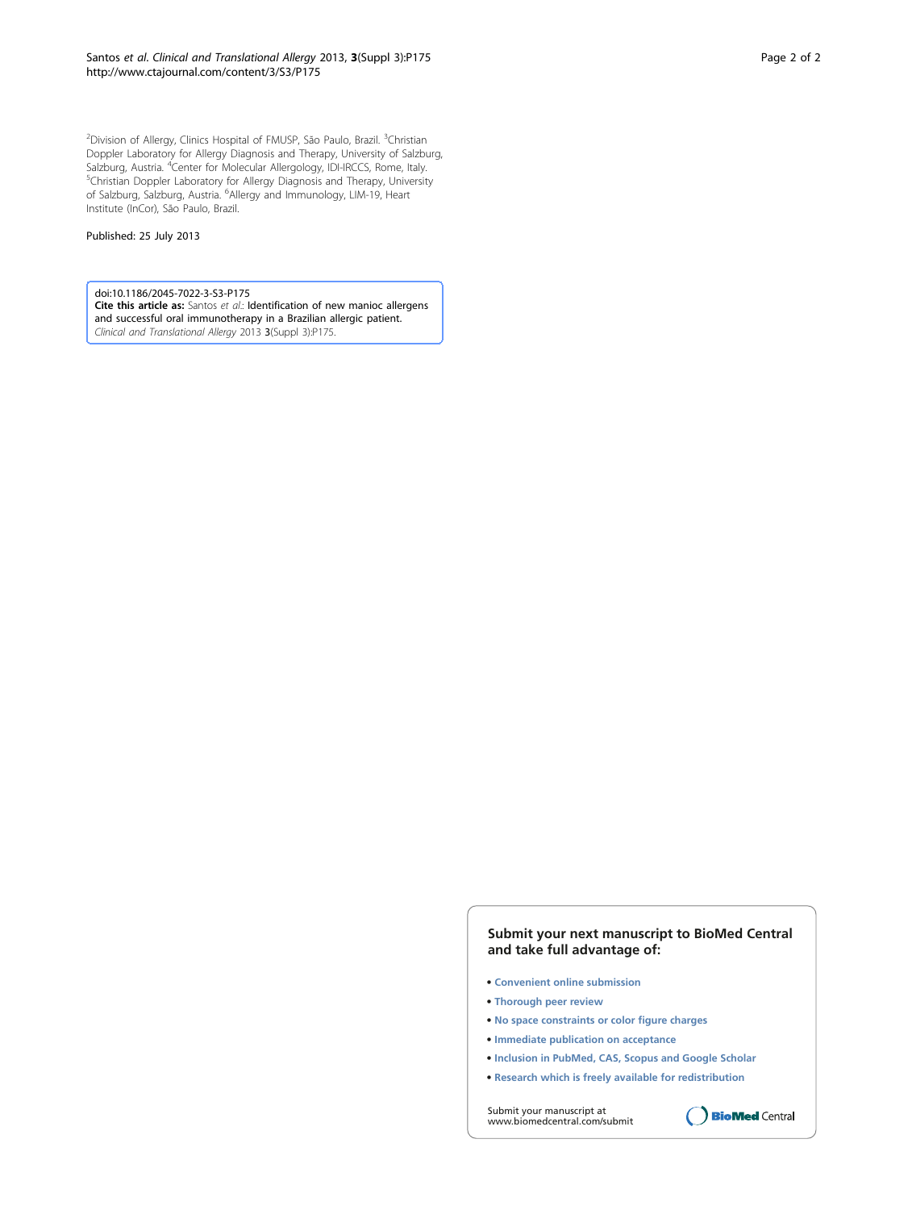[2]Division of Allergy, Clinics Hospital of FMUSP, São Paulo, Brazil. [3]Christian Doppler Laboratory for Allergy Diagnosis and Therapy, University of Salzburg, Salzburg, Austria. [4]Center for Molecular Allergology, IDI-IRCCS, Rome, Italy. [5]Christian Doppler Laboratory for Allergy Diagnosis and Therapy, University of Salzburg, Salzburg, Austria. [6]Allergy and Immunology, LIM-19, Heart Institute (InCor), São Paulo, Brazil.

Published: 25 July 2013

doi:10.1186/2045-7022-3-S3-P175
**Cite this article as:** Santos *et al.*: Identification of new manioc allergens and successful oral immunotherapy in a Brazilian allergic patient. *Clinical and Translational Allergy* 2013 **3**(Suppl 3):P175.

**Submit your next manuscript to BioMed Central and take full advantage of:**

- **Convenient online submission**
- **Thorough peer review**
- **No space constraints or color figure charges**
- **Immediate publication on acceptance**
- **Inclusion in PubMed, CAS, Scopus and Google Scholar**
- **Research which is freely available for redistribution**

Submit your manuscript at
www.biomedcentral.com/submit

BioMed Central